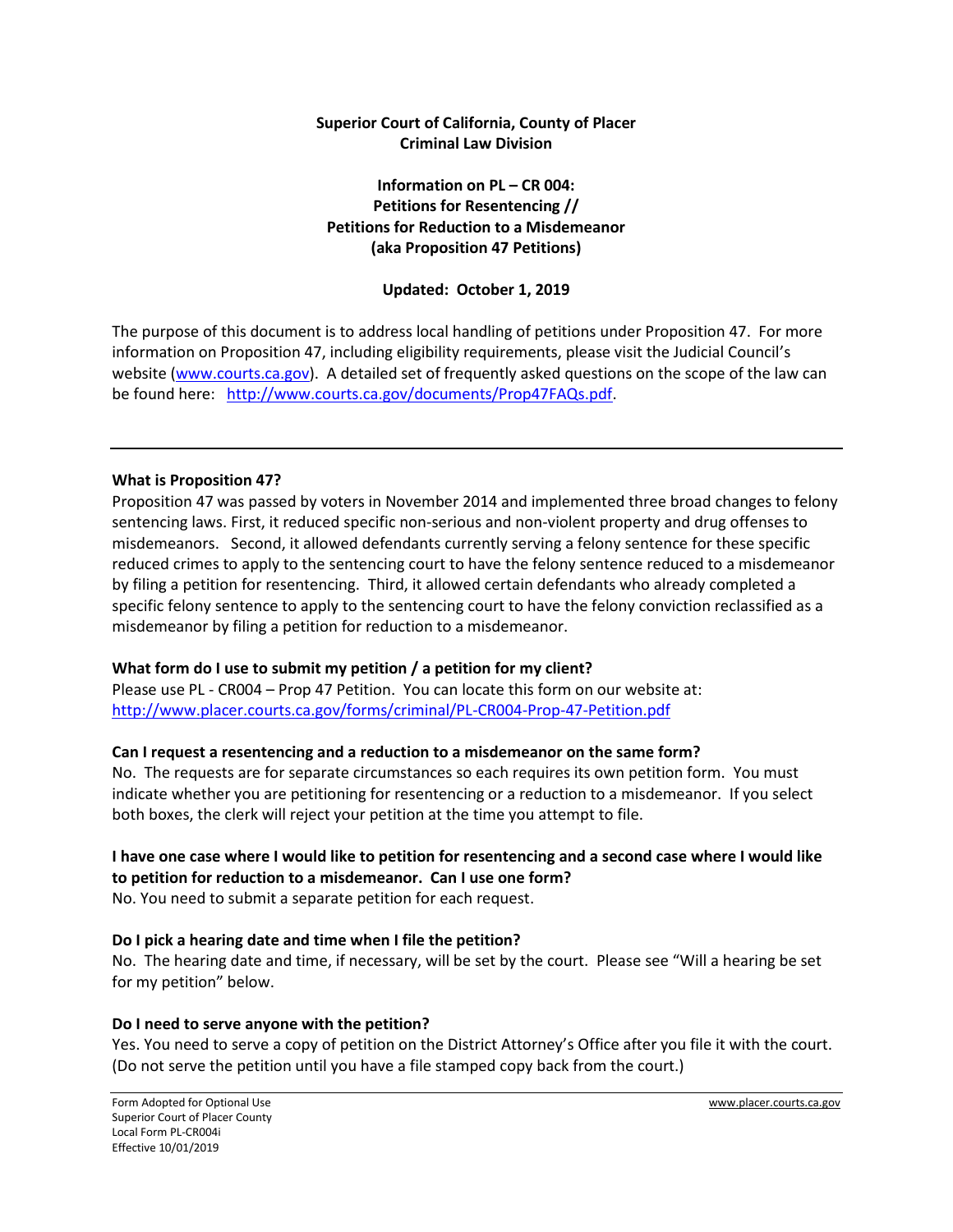**Superior Court of California, County of Placer**
**Criminal Law Division**

**Information on PL – CR 004:**
**Petitions for Resentencing //**
**Petitions for Reduction to a Misdemeanor**
**(aka Proposition 47 Petitions)**

**Updated: October 1, 2019**

The purpose of this document is to address local handling of petitions under Proposition 47. For more information on Proposition 47, including eligibility requirements, please visit the Judicial Council's website (www.courts.ca.gov). A detailed set of frequently asked questions on the scope of the law can be found here: http://www.courts.ca.gov/documents/Prop47FAQs.pdf.

---

**What is Proposition 47?**
Proposition 47 was passed by voters in November 2014 and implemented three broad changes to felony sentencing laws. First, it reduced specific non-serious and non-violent property and drug offenses to misdemeanors. Second, it allowed defendants currently serving a felony sentence for these specific reduced crimes to apply to the sentencing court to have the felony sentence reduced to a misdemeanor by filing a petition for resentencing. Third, it allowed certain defendants who already completed a specific felony sentence to apply to the sentencing court to have the felony conviction reclassified as a misdemeanor by filing a petition for reduction to a misdemeanor.

**What form do I use to submit my petition / a petition for my client?**
Please use PL - CR004 – Prop 47 Petition. You can locate this form on our website at: http://www.placer.courts.ca.gov/forms/criminal/PL-CR004-Prop-47-Petition.pdf

**Can I request a resentencing and a reduction to a misdemeanor on the same form?**
No. The requests are for separate circumstances so each requires its own petition form. You must indicate whether you are petitioning for resentencing or a reduction to a misdemeanor. If you select both boxes, the clerk will reject your petition at the time you attempt to file.

**I have one case where I would like to petition for resentencing and a second case where I would like to petition for reduction to a misdemeanor. Can I use one form?**
No. You need to submit a separate petition for each request.

**Do I pick a hearing date and time when I file the petition?**
No. The hearing date and time, if necessary, will be set by the court. Please see "Will a hearing be set for my petition" below.

**Do I need to serve anyone with the petition?**
Yes. You need to serve a copy of petition on the District Attorney's Office after you file it with the court. (Do not serve the petition until you have a file stamped copy back from the court.)

Form Adopted for Optional Use
Superior Court of Placer County
Local Form PL-CR004i
Effective 10/01/2019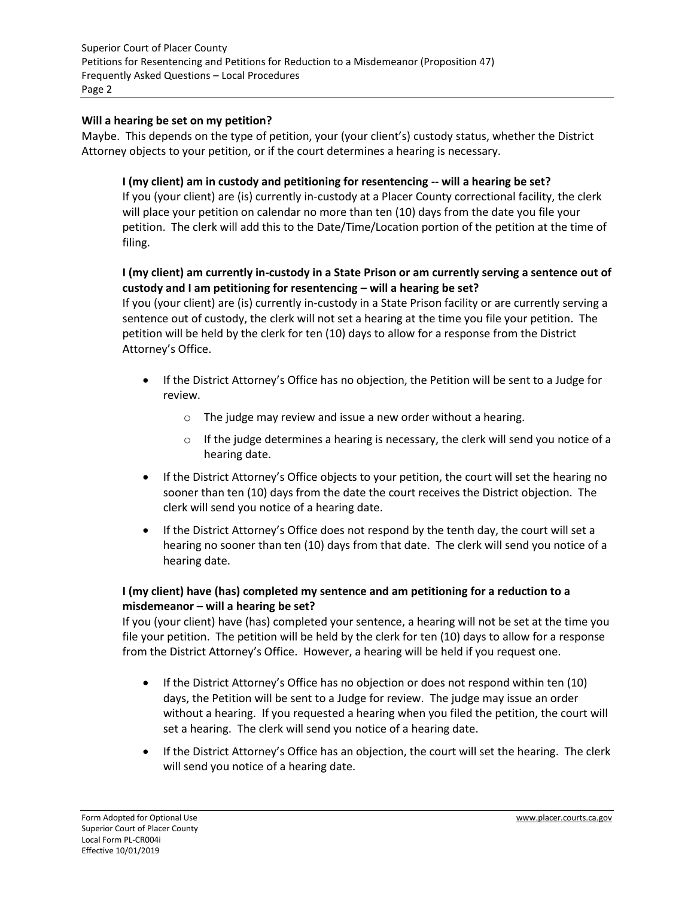**Will a hearing be set on my petition?**

Maybe. This depends on the type of petition, your (your client's) custody status, whether the District Attorney objects to your petition, or if the court determines a hearing is necessary.

**I (my client) am in custody and petitioning for resentencing -- will a hearing be set?**

If you (your client) are (is) currently in-custody at a Placer County correctional facility, the clerk will place your petition on calendar no more than ten (10) days from the date you file your petition. The clerk will add this to the Date/Time/Location portion of the petition at the time of filing.

**I (my client) am currently in-custody in a State Prison or am currently serving a sentence out of custody and I am petitioning for resentencing – will a hearing be set?**

If you (your client) are (is) currently in-custody in a State Prison facility or are currently serving a sentence out of custody, the clerk will not set a hearing at the time you file your petition. The petition will be held by the clerk for ten (10) days to allow for a response from the District Attorney's Office.

- If the District Attorney's Office has no objection, the Petition will be sent to a Judge for review.
    - The judge may review and issue a new order without a hearing.
    - If the judge determines a hearing is necessary, the clerk will send you notice of a hearing date.
- If the District Attorney's Office objects to your petition, the court will set the hearing no sooner than ten (10) days from the date the court receives the District objection. The clerk will send you notice of a hearing date.
- If the District Attorney's Office does not respond by the tenth day, the court will set a hearing no sooner than ten (10) days from that date. The clerk will send you notice of a hearing date.

**I (my client) have (has) completed my sentence and am petitioning for a reduction to a misdemeanor – will a hearing be set?**

If you (your client) have (has) completed your sentence, a hearing will not be set at the time you file your petition. The petition will be held by the clerk for ten (10) days to allow for a response from the District Attorney's Office. However, a hearing will be held if you request one.

- If the District Attorney's Office has no objection or does not respond within ten (10) days, the Petition will be sent to a Judge for review. The judge may issue an order without a hearing. If you requested a hearing when you filed the petition, the court will set a hearing. The clerk will send you notice of a hearing date.
- If the District Attorney's Office has an objection, the court will set the hearing. The clerk will send you notice of a hearing date.

Form Adopted for Optional Use
Superior Court of Placer County
Local Form PL-CR004i
Effective 10/01/2019

www.placer.courts.ca.gov